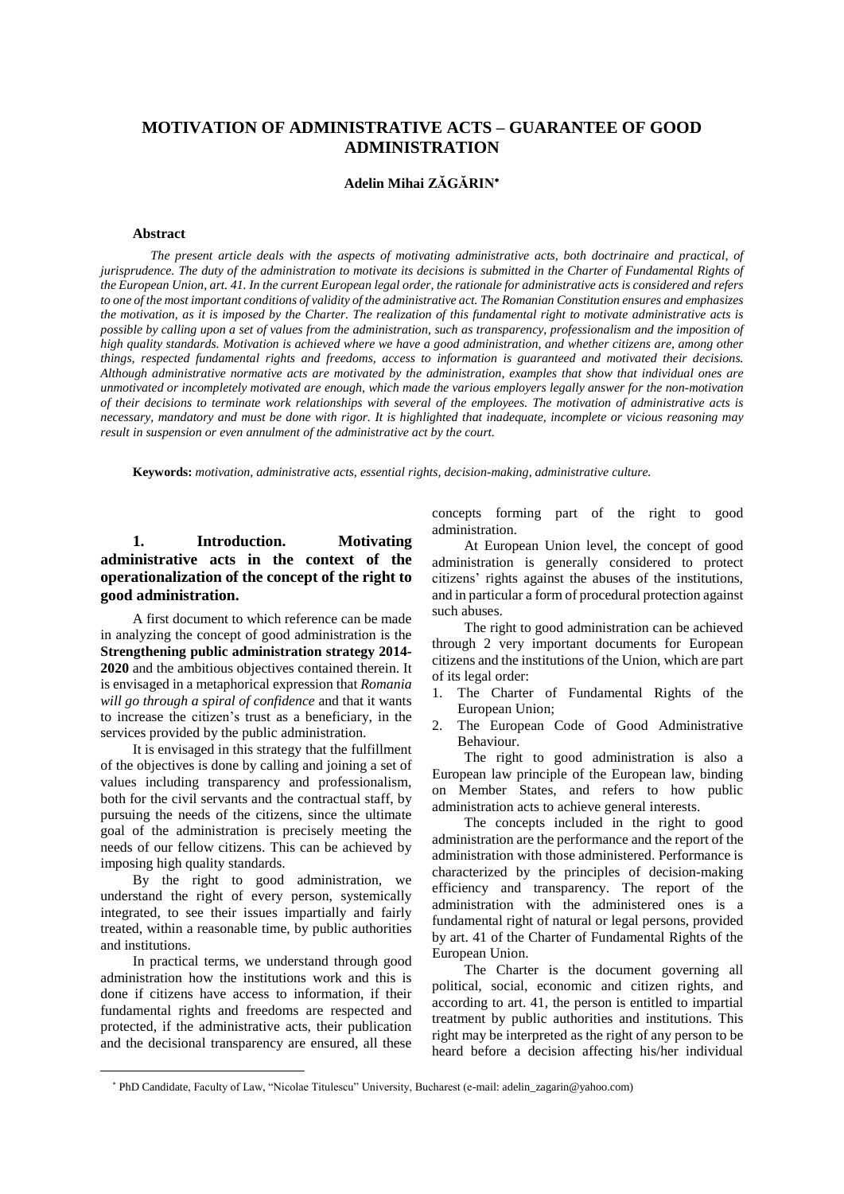# MOTIVATION OF ADMINISTRATIVE ACTS – GUARANTEE OF GOOD ADMINISTRATION

**Adelin Mihai ZĂGĂRIN**[*]

### Abstract

*The present article deals with the aspects of motivating administrative acts, both doctrinaire and practical, of jurisprudence. The duty of the administration to motivate its decisions is submitted in the Charter of Fundamental Rights of the European Union, art. 41. In the current European legal order, the rationale for administrative acts is considered and refers to one of the most important conditions of validity of the administrative act. The Romanian Constitution ensures and emphasizes the motivation, as it is imposed by the Charter. The realization of this fundamental right to motivate administrative acts is possible by calling upon a set of values from the administration, such as transparency, professionalism and the imposition of high quality standards. Motivation is achieved where we have a good administration, and whether citizens are, among other things, respected fundamental rights and freedoms, access to information is guaranteed and motivated their decisions. Although administrative normative acts are motivated by the administration, examples that show that individual ones are unmotivated or incompletely motivated are enough, which made the various employers legally answer for the non-motivation of their decisions to terminate work relationships with several of the employees. The motivation of administrative acts is necessary, mandatory and must be done with rigor. It is highlighted that inadequate, incomplete or vicious reasoning may result in suspension or even annulment of the administrative act by the court.*

**Keywords:** *motivation, administrative acts, essential rights, decision-making, administrative culture.*

## 1. Introduction. Motivating administrative acts in the context of the operationalization of the concept of the right to good administration.

A first document to which reference can be made in analyzing the concept of good administration is the **Strengthening public administration strategy 2014-2020** and the ambitious objectives contained therein. It is envisaged in a metaphorical expression that *Romania will go through a spiral of confidence* and that it wants to increase the citizen's trust as a beneficiary, in the services provided by the public administration.

It is envisaged in this strategy that the fulfillment of the objectives is done by calling and joining a set of values including transparency and professionalism, both for the civil servants and the contractual staff, by pursuing the needs of the citizens, since the ultimate goal of the administration is precisely meeting the needs of our fellow citizens. This can be achieved by imposing high quality standards.

By the right to good administration, we understand the right of every person, systemically integrated, to see their issues impartially and fairly treated, within a reasonable time, by public authorities and institutions.

In practical terms, we understand through good administration how the institutions work and this is done if citizens have access to information, if their fundamental rights and freedoms are respected and protected, if the administrative acts, their publication and the decisional transparency are ensured, all these concepts forming part of the right to good administration.

At European Union level, the concept of good administration is generally considered to protect citizens' rights against the abuses of the institutions, and in particular a form of procedural protection against such abuses.

The right to good administration can be achieved through 2 very important documents for European citizens and the institutions of the Union, which are part of its legal order:

1. The Charter of Fundamental Rights of the European Union;
2. The European Code of Good Administrative Behaviour.

The right to good administration is also a European law principle of the European law, binding on Member States, and refers to how public administration acts to achieve general interests.

The concepts included in the right to good administration are the performance and the report of the administration with those administered. Performance is characterized by the principles of decision-making efficiency and transparency. The report of the administration with the administered ones is a fundamental right of natural or legal persons, provided by art. 41 of the Charter of Fundamental Rights of the European Union.

The Charter is the document governing all political, social, economic and citizen rights, and according to art. 41, the person is entitled to impartial treatment by public authorities and institutions. This right may be interpreted as the right of any person to be heard before a decision affecting his/her individual

[*] PhD Candidate, Faculty of Law, "Nicolae Titulescu" University, Bucharest (e-mail: adelin_zagarin@yahoo.com)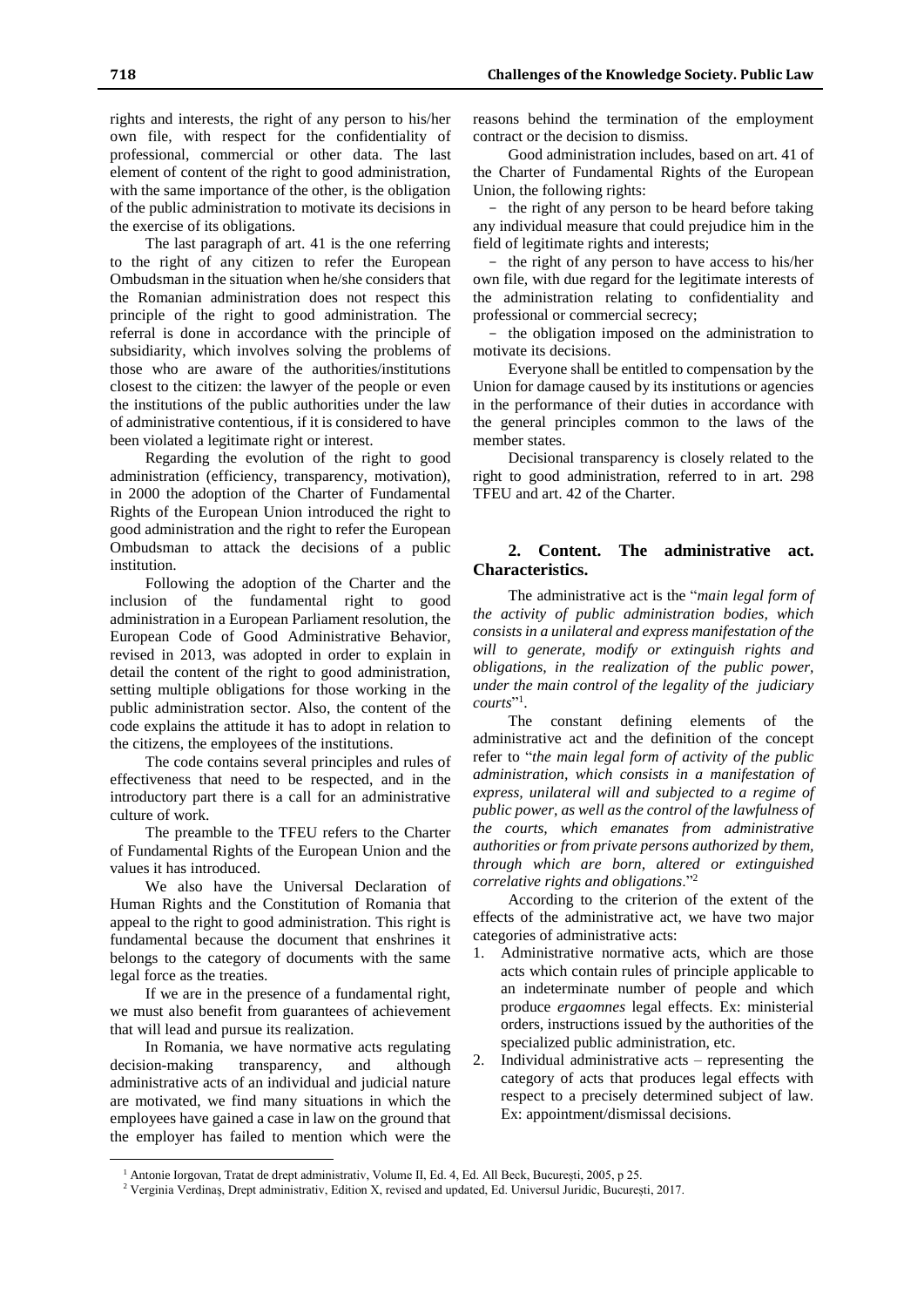rights and interests, the right of any person to his/her own file, with respect for the confidentiality of professional, commercial or other data. The last element of content of the right to good administration, with the same importance of the other, is the obligation of the public administration to motivate its decisions in the exercise of its obligations.

The last paragraph of art. 41 is the one referring to the right of any citizen to refer the European Ombudsman in the situation when he/she considers that the Romanian administration does not respect this principle of the right to good administration. The referral is done in accordance with the principle of subsidiarity, which involves solving the problems of those who are aware of the authorities/institutions closest to the citizen: the lawyer of the people or even the institutions of the public authorities under the law of administrative contentious, if it is considered to have been violated a legitimate right or interest.

Regarding the evolution of the right to good administration (efficiency, transparency, motivation), in 2000 the adoption of the Charter of Fundamental Rights of the European Union introduced the right to good administration and the right to refer the European Ombudsman to attack the decisions of a public institution.

Following the adoption of the Charter and the inclusion of the fundamental right to good administration in a European Parliament resolution, the European Code of Good Administrative Behavior, revised in 2013, was adopted in order to explain in detail the content of the right to good administration, setting multiple obligations for those working in the public administration sector. Also, the content of the code explains the attitude it has to adopt in relation to the citizens, the employees of the institutions.

The code contains several principles and rules of effectiveness that need to be respected, and in the introductory part there is a call for an administrative culture of work.

The preamble to the TFEU refers to the Charter of Fundamental Rights of the European Union and the values it has introduced.

We also have the Universal Declaration of Human Rights and the Constitution of Romania that appeal to the right to good administration. This right is fundamental because the document that enshrines it belongs to the category of documents with the same legal force as the treaties.

If we are in the presence of a fundamental right, we must also benefit from guarantees of achievement that will lead and pursue its realization.

In Romania, we have normative acts regulating decision-making transparency, and although administrative acts of an individual and judicial nature are motivated, we find many situations in which the employees have gained a case in law on the ground that the employer has failed to mention which were the reasons behind the termination of the employment contract or the decision to dismiss.

Good administration includes, based on art. 41 of the Charter of Fundamental Rights of the European Union, the following rights:

- the right of any person to be heard before taking any individual measure that could prejudice him in the field of legitimate rights and interests;
- the right of any person to have access to his/her own file, with due regard for the legitimate interests of the administration relating to confidentiality and professional or commercial secrecy;
- the obligation imposed on the administration to motivate its decisions.

Everyone shall be entitled to compensation by the Union for damage caused by its institutions or agencies in the performance of their duties in accordance with the general principles common to the laws of the member states.

Decisional transparency is closely related to the right to good administration, referred to in art. 298 TFEU and art. 42 of the Charter.

## 2. Content. The administrative act. Characteristics.

The administrative act is the "*main legal form of the activity of public administration bodies, which consists in a unilateral and express manifestation of the will to generate, modify or extinguish rights and obligations, in the realization of the public power, under the main control of the legality of the judiciary courts*"[1].

The constant defining elements of the administrative act and the definition of the concept refer to "*the main legal form of activity of the public administration, which consists in a manifestation of express, unilateral will and subjected to a regime of public power, as well as the control of the lawfulness of the courts, which emanates from administrative authorities or from private persons authorized by them, through which are born, altered or extinguished correlative rights and obligations*."[2]

According to the criterion of the extent of the effects of the administrative act, we have two major categories of administrative acts:

1. Administrative normative acts, which are those acts which contain rules of principle applicable to an indeterminate number of people and which produce *ergaomnes* legal effects. Ex: ministerial orders, instructions issued by the authorities of the specialized public administration, etc.
2. Individual administrative acts – representing the category of acts that produces legal effects with respect to a precisely determined subject of law. Ex: appointment/dismissal decisions.

---

[1] Antonie Iorgovan, Tratat de drept administrativ, Volume II, Ed. 4, Ed. All Beck, București, 2005, p 25.

[2] Verginia Verdinaș, Drept administrativ, Edition X, revised and updated, Ed. Universul Juridic, București, 2017.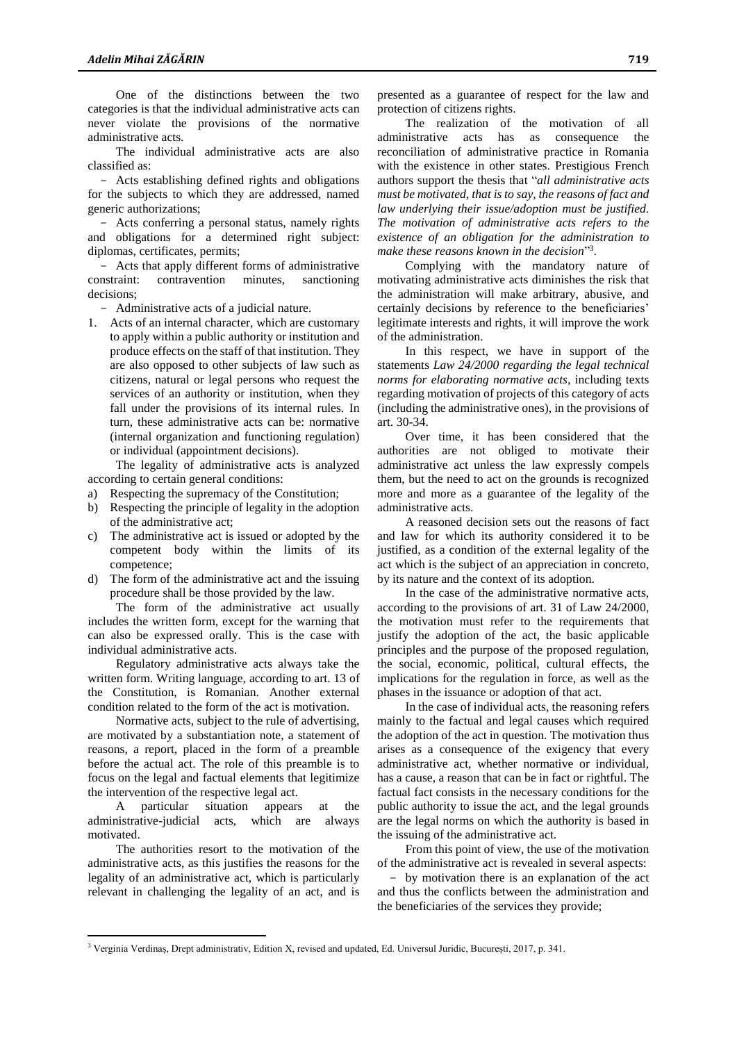One of the distinctions between the two categories is that the individual administrative acts can never violate the provisions of the normative administrative acts.

The individual administrative acts are also classified as:

- Acts establishing defined rights and obligations for the subjects to which they are addressed, named generic authorizations;
- Acts conferring a personal status, namely rights and obligations for a determined right subject: diplomas, certificates, permits;
- Acts that apply different forms of administrative constraint: contravention minutes, sanctioning decisions;
- Administrative acts of a judicial nature.

1. Acts of an internal character, which are customary to apply within a public authority or institution and produce effects on the staff of that institution. They are also opposed to other subjects of law such as citizens, natural or legal persons who request the services of an authority or institution, when they fall under the provisions of its internal rules. In turn, these administrative acts can be: normative (internal organization and functioning regulation) or individual (appointment decisions).

The legality of administrative acts is analyzed according to certain general conditions:

a) Respecting the supremacy of the Constitution;
b) Respecting the principle of legality in the adoption of the administrative act;
c) The administrative act is issued or adopted by the competent body within the limits of its competence;
d) The form of the administrative act and the issuing procedure shall be those provided by the law.

The form of the administrative act usually includes the written form, except for the warning that can also be expressed orally. This is the case with individual administrative acts.

Regulatory administrative acts always take the written form. Writing language, according to art. 13 of the Constitution, is Romanian. Another external condition related to the form of the act is motivation.

Normative acts, subject to the rule of advertising, are motivated by a substantiation note, a statement of reasons, a report, placed in the form of a preamble before the actual act. The role of this preamble is to focus on the legal and factual elements that legitimize the intervention of the respective legal act.

A particular situation appears at the administrative-judicial acts, which are always motivated.

The authorities resort to the motivation of the administrative acts, as this justifies the reasons for the legality of an administrative act, which is particularly relevant in challenging the legality of an act, and is presented as a guarantee of respect for the law and protection of citizens rights.

The realization of the motivation of all administrative acts has as consequence the reconciliation of administrative practice in Romania with the existence in other states. Prestigious French authors support the thesis that "*all administrative acts must be motivated, that is to say, the reasons of fact and law underlying their issue/adoption must be justified. The motivation of administrative acts refers to the existence of an obligation for the administration to make these reasons known in the decision*"[3].

Complying with the mandatory nature of motivating administrative acts diminishes the risk that the administration will make arbitrary, abusive, and certainly decisions by reference to the beneficiaries' legitimate interests and rights, it will improve the work of the administration.

In this respect, we have in support of the statements *Law 24/2000 regarding the legal technical norms for elaborating normative acts*, including texts regarding motivation of projects of this category of acts (including the administrative ones), in the provisions of art. 30-34.

Over time, it has been considered that the authorities are not obliged to motivate their administrative act unless the law expressly compels them, but the need to act on the grounds is recognized more and more as a guarantee of the legality of the administrative acts.

A reasoned decision sets out the reasons of fact and law for which its authority considered it to be justified, as a condition of the external legality of the act which is the subject of an appreciation in concreto, by its nature and the context of its adoption.

In the case of the administrative normative acts, according to the provisions of art. 31 of Law 24/2000, the motivation must refer to the requirements that justify the adoption of the act, the basic applicable principles and the purpose of the proposed regulation, the social, economic, political, cultural effects, the implications for the regulation in force, as well as the phases in the issuance or adoption of that act.

In the case of individual acts, the reasoning refers mainly to the factual and legal causes which required the adoption of the act in question. The motivation thus arises as a consequence of the exigency that every administrative act, whether normative or individual, has a cause, a reason that can be in fact or rightful. The factual fact consists in the necessary conditions for the public authority to issue the act, and the legal grounds are the legal norms on which the authority is based in the issuing of the administrative act.

From this point of view, the use of the motivation of the administrative act is revealed in several aspects:

- by motivation there is an explanation of the act and thus the conflicts between the administration and the beneficiaries of the services they provide;

[3] Verginia Verdinaș, Drept administrativ, Edition X, revised and updated, Ed. Universul Juridic, București, 2017, p. 341.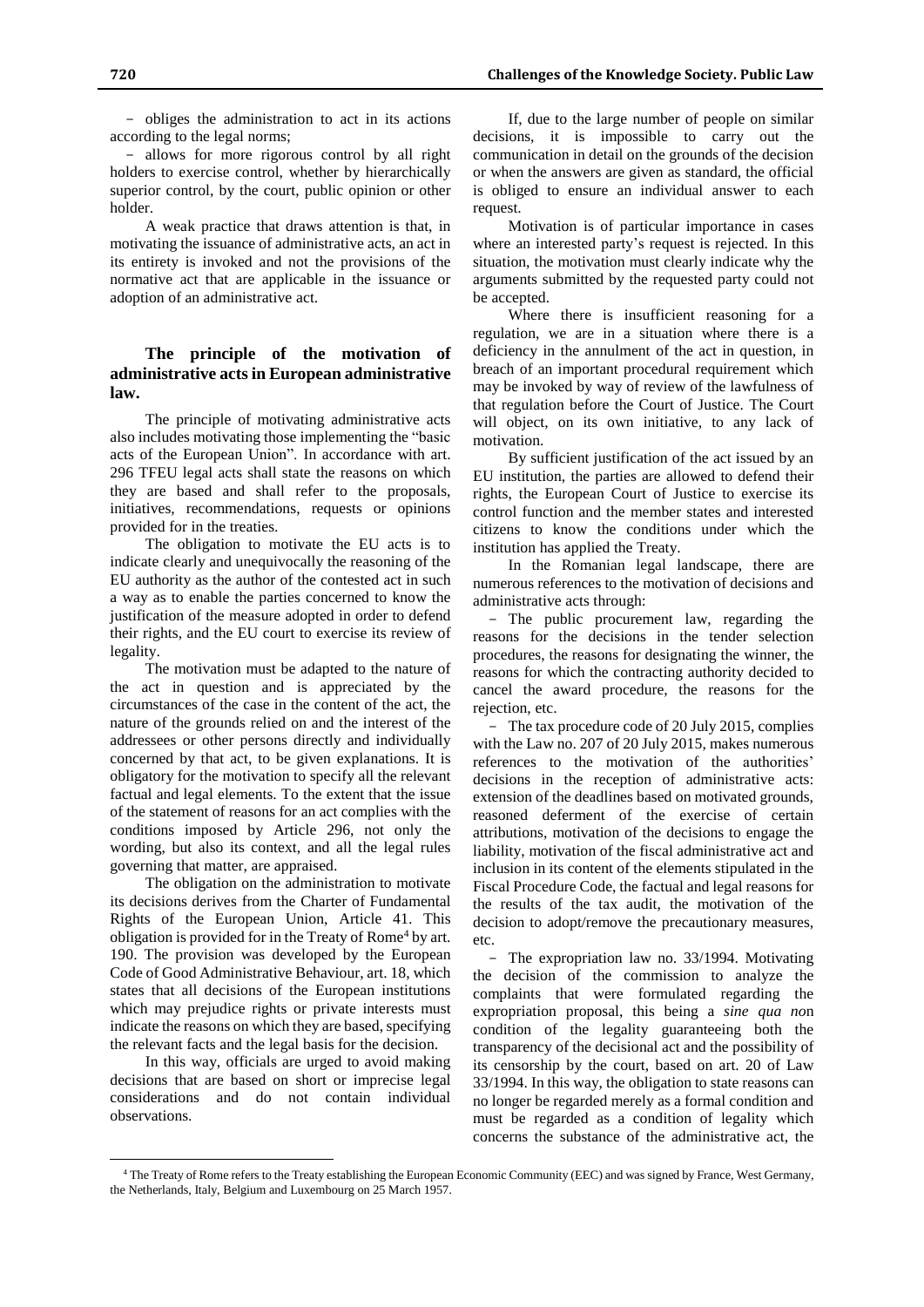- obliges the administration to act in its actions according to the legal norms;
- allows for more rigorous control by all right holders to exercise control, whether by hierarchically superior control, by the court, public opinion or other holder.

A weak practice that draws attention is that, in motivating the issuance of administrative acts, an act in its entirety is invoked and not the provisions of the normative act that are applicable in the issuance or adoption of an administrative act.

## The principle of the motivation of administrative acts in European administrative law.

The principle of motivating administrative acts also includes motivating those implementing the "basic acts of the European Union". In accordance with art. 296 TFEU legal acts shall state the reasons on which they are based and shall refer to the proposals, initiatives, recommendations, requests or opinions provided for in the treaties.

The obligation to motivate the EU acts is to indicate clearly and unequivocally the reasoning of the EU authority as the author of the contested act in such a way as to enable the parties concerned to know the justification of the measure adopted in order to defend their rights, and the EU court to exercise its review of legality.

The motivation must be adapted to the nature of the act in question and is appreciated by the circumstances of the case in the content of the act, the nature of the grounds relied on and the interest of the addressees or other persons directly and individually concerned by that act, to be given explanations. It is obligatory for the motivation to specify all the relevant factual and legal elements. To the extent that the issue of the statement of reasons for an act complies with the conditions imposed by Article 296, not only the wording, but also its context, and all the legal rules governing that matter, are appraised.

The obligation on the administration to motivate its decisions derives from the Charter of Fundamental Rights of the European Union, Article 41. This obligation is provided for in the Treaty of Rome[4] by art. 190. The provision was developed by the European Code of Good Administrative Behaviour, art. 18, which states that all decisions of the European institutions which may prejudice rights or private interests must indicate the reasons on which they are based, specifying the relevant facts and the legal basis for the decision.

In this way, officials are urged to avoid making decisions that are based on short or imprecise legal considerations and do not contain individual observations.

If, due to the large number of people on similar decisions, it is impossible to carry out the communication in detail on the grounds of the decision or when the answers are given as standard, the official is obliged to ensure an individual answer to each request.

Motivation is of particular importance in cases where an interested party's request is rejected. In this situation, the motivation must clearly indicate why the arguments submitted by the requested party could not be accepted.

Where there is insufficient reasoning for a regulation, we are in a situation where there is a deficiency in the annulment of the act in question, in breach of an important procedural requirement which may be invoked by way of review of the lawfulness of that regulation before the Court of Justice. The Court will object, on its own initiative, to any lack of motivation.

By sufficient justification of the act issued by an EU institution, the parties are allowed to defend their rights, the European Court of Justice to exercise its control function and the member states and interested citizens to know the conditions under which the institution has applied the Treaty.

In the Romanian legal landscape, there are numerous references to the motivation of decisions and administrative acts through:

- The public procurement law, regarding the reasons for the decisions in the tender selection procedures, the reasons for designating the winner, the reasons for which the contracting authority decided to cancel the award procedure, the reasons for the rejection, etc.
- The tax procedure code of 20 July 2015, complies with the Law no. 207 of 20 July 2015, makes numerous references to the motivation of the authorities' decisions in the reception of administrative acts: extension of the deadlines based on motivated grounds, reasoned deferment of the exercise of certain attributions, motivation of the decisions to engage the liability, motivation of the fiscal administrative act and inclusion in its content of the elements stipulated in the Fiscal Procedure Code, the factual and legal reasons for the results of the tax audit, the motivation of the decision to adopt/remove the precautionary measures, etc.
- The expropriation law no. 33/1994. Motivating the decision of the commission to analyze the complaints that were formulated regarding the expropriation proposal, this being a *sine qua no*n condition of the legality guaranteeing both the transparency of the decisional act and the possibility of its censorship by the court, based on art. 20 of Law 33/1994. In this way, the obligation to state reasons can no longer be regarded merely as a formal condition and must be regarded as a condition of legality which concerns the substance of the administrative act, the

[4] The Treaty of Rome refers to the Treaty establishing the European Economic Community (EEC) and was signed by France, West Germany, the Netherlands, Italy, Belgium and Luxembourg on 25 March 1957.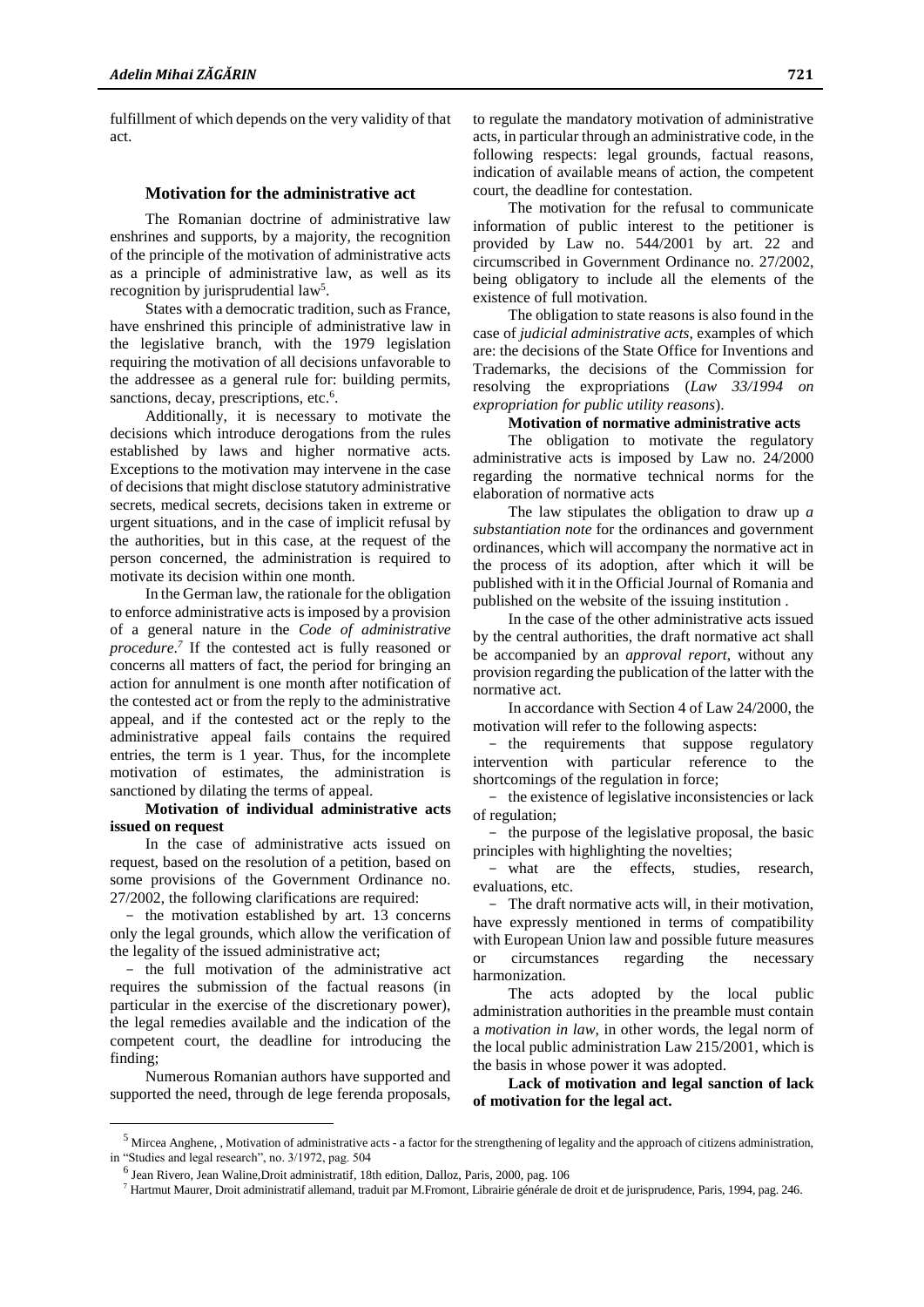fulfillment of which depends on the very validity of that act.

### Motivation for the administrative act

The Romanian doctrine of administrative law enshrines and supports, by a majority, the recognition of the principle of the motivation of administrative acts as a principle of administrative law, as well as its recognition by jurisprudential law[5].

States with a democratic tradition, such as France, have enshrined this principle of administrative law in the legislative branch, with the 1979 legislation requiring the motivation of all decisions unfavorable to the addressee as a general rule for: building permits, sanctions, decay, prescriptions, etc.[6].

Additionally, it is necessary to motivate the decisions which introduce derogations from the rules established by laws and higher normative acts. Exceptions to the motivation may intervene in the case of decisions that might disclose statutory administrative secrets, medical secrets, decisions taken in extreme or urgent situations, and in the case of implicit refusal by the authorities, but in this case, at the request of the person concerned, the administration is required to motivate its decision within one month.

In the German law, the rationale for the obligation to enforce administrative acts is imposed by a provision of a general nature in the *Code of administrative procedure*.[7] If the contested act is fully reasoned or concerns all matters of fact, the period for bringing an action for annulment is one month after notification of the contested act or from the reply to the administrative appeal, and if the contested act or the reply to the administrative appeal fails contains the required entries, the term is 1 year. Thus, for the incomplete motivation of estimates, the administration is sanctioned by dilating the terms of appeal.

**Motivation of individual administrative acts issued on request**

In the case of administrative acts issued on request, based on the resolution of a petition, based on some provisions of the Government Ordinance no. 27/2002, the following clarifications are required:

- the motivation established by art. 13 concerns only the legal grounds, which allow the verification of the legality of the issued administrative act;
- the full motivation of the administrative act requires the submission of the factual reasons (in particular in the exercise of the discretionary power), the legal remedies available and the indication of the competent court, the deadline for introducing the finding;

Numerous Romanian authors have supported and supported the need, through de lege ferenda proposals, to regulate the mandatory motivation of administrative acts, in particular through an administrative code, in the following respects: legal grounds, factual reasons, indication of available means of action, the competent court, the deadline for contestation.

The motivation for the refusal to communicate information of public interest to the petitioner is provided by Law no. 544/2001 by art. 22 and circumscribed in Government Ordinance no. 27/2002, being obligatory to include all the elements of the existence of full motivation.

The obligation to state reasons is also found in the case of *judicial administrative acts*, examples of which are: the decisions of the State Office for Inventions and Trademarks, the decisions of the Commission for resolving the expropriations (*Law 33/1994 on expropriation for public utility reasons*).

**Motivation of normative administrative acts**

The obligation to motivate the regulatory administrative acts is imposed by Law no. 24/2000 regarding the normative technical norms for the elaboration of normative acts

The law stipulates the obligation to draw up *a substantiation note* for the ordinances and government ordinances, which will accompany the normative act in the process of its adoption, after which it will be published with it in the Official Journal of Romania and published on the website of the issuing institution .

In the case of the other administrative acts issued by the central authorities, the draft normative act shall be accompanied by an *approval report*, without any provision regarding the publication of the latter with the normative act.

In accordance with Section 4 of Law 24/2000, the motivation will refer to the following aspects:

- the requirements that suppose regulatory intervention with particular reference to the shortcomings of the regulation in force;
- the existence of legislative inconsistencies or lack of regulation;
- the purpose of the legislative proposal, the basic principles with highlighting the novelties;
- what are the effects, studies, research, evaluations, etc.
- The draft normative acts will, in their motivation, have expressly mentioned in terms of compatibility with European Union law and possible future measures or circumstances regarding the necessary harmonization.

The acts adopted by the local public administration authorities in the preamble must contain a *motivation in law*, in other words, the legal norm of the local public administration Law 215/2001, which is the basis in whose power it was adopted.

**Lack of motivation and legal sanction of lack of motivation for the legal act.**

---

[5] Mircea Anghene, , Motivation of administrative acts - a factor for the strengthening of legality and the approach of citizens administration, in "Studies and legal research", no. 3/1972, pag. 504

[6] Jean Rivero, Jean Waline,Droit administratif, 18th edition, Dalloz, Paris, 2000, pag. 106

[7] Hartmut Maurer, Droit administratif allemand, traduit par M.Fromont, Librairie générale de droit et de jurisprudence, Paris, 1994, pag. 246.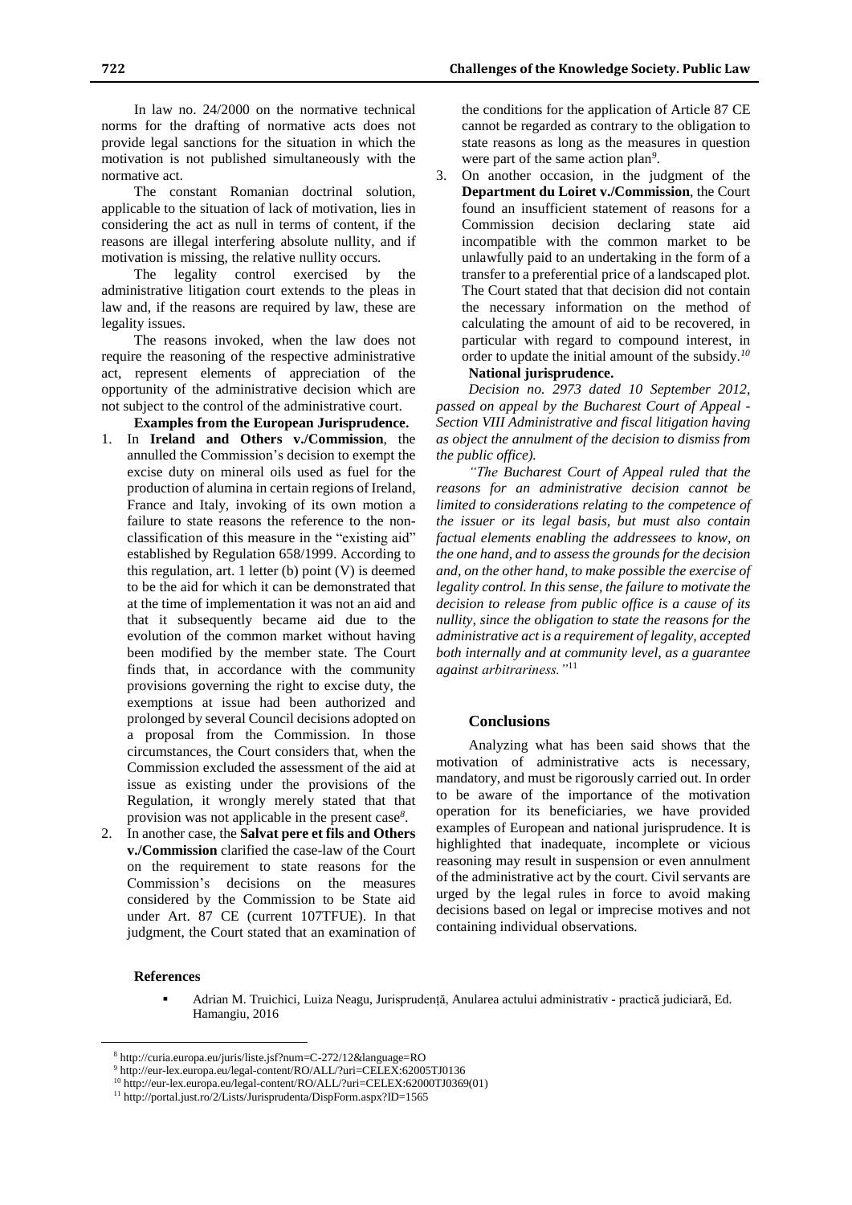In law no. 24/2000 on the normative technical norms for the drafting of normative acts does not provide legal sanctions for the situation in which the motivation is not published simultaneously with the normative act.

The constant Romanian doctrinal solution, applicable to the situation of lack of motivation, lies in considering the act as null in terms of content, if the reasons are illegal interfering absolute nullity, and if motivation is missing, the relative nullity occurs.

The legality control exercised by the administrative litigation court extends to the pleas in law and, if the reasons are required by law, these are legality issues.

The reasons invoked, when the law does not require the reasoning of the respective administrative act, represent elements of appreciation of the opportunity of the administrative decision which are not subject to the control of the administrative court.

**Examples from the European Jurisprudence.**

1. In **Ireland and Others v./Commission**, the annulled the Commission's decision to exempt the excise duty on mineral oils used as fuel for the production of alumina in certain regions of Ireland, France and Italy, invoking of its own motion a failure to state reasons the reference to the non-classification of this measure in the "existing aid" established by Regulation 658/1999. According to this regulation, art. 1 letter (b) point (V) is deemed to be the aid for which it can be demonstrated that at the time of implementation it was not an aid and that it subsequently became aid due to the evolution of the common market without having been modified by the member state. The Court finds that, in accordance with the community provisions governing the right to excise duty, the exemptions at issue had been authorized and prolonged by several Council decisions adopted on a proposal from the Commission. In those circumstances, the Court considers that, when the Commission excluded the assessment of the aid at issue as existing under the provisions of the Regulation, it wrongly merely stated that that provision was not applicable in the present case[8].
2. In another case, the **Salvat pere et fils and Others v./Commission** clarified the case-law of the Court on the requirement to state reasons for the Commission's decisions on the measures considered by the Commission to be State aid under Art. 87 CE (current 107TFUE). In that judgment, the Court stated that an examination of the conditions for the application of Article 87 CE cannot be regarded as contrary to the obligation to state reasons as long as the measures in question were part of the same action plan[9].
3. On another occasion, in the judgment of the **Department du Loiret v./Commission**, the Court found an insufficient statement of reasons for a Commission decision declaring state aid incompatible with the common market to be unlawfully paid to an undertaking in the form of a transfer to a preferential price of a landscaped plot. The Court stated that that decision did not contain the necessary information on the method of calculating the amount of aid to be recovered, in particular with regard to compound interest, in order to update the initial amount of the subsidy.[10]

**National jurisprudence.**

*Decision no. 2973 dated 10 September 2012, passed on appeal by the Bucharest Court of Appeal - Section VIII Administrative and fiscal litigation having as object the annulment of the decision to dismiss from the public office).*

*"The Bucharest Court of Appeal ruled that the reasons for an administrative decision cannot be limited to considerations relating to the competence of the issuer or its legal basis, but must also contain factual elements enabling the addressees to know, on the one hand, and to assess the grounds for the decision and, on the other hand, to make possible the exercise of legality control. In this sense, the failure to motivate the decision to release from public office is a cause of its nullity, since the obligation to state the reasons for the administrative act is a requirement of legality, accepted both internally and at community level, as a guarantee against arbitrariness."*[11]

## Conclusions

Analyzing what has been said shows that the motivation of administrative acts is necessary, mandatory, and must be rigorously carried out. In order to be aware of the importance of the motivation operation for its beneficiaries, we have provided examples of European and national jurisprudence. It is highlighted that inadequate, incomplete or vicious reasoning may result in suspension or even annulment of the administrative act by the court. Civil servants are urged by the legal rules in force to avoid making decisions based on legal or imprecise motives and not containing individual observations.

## References

- Adrian M. Truichici, Luiza Neagu, Jurisprudență, Anularea actului administrativ - practică judiciară, Ed. Hamangiu, 2016

---

[8] http://curia.europa.eu/juris/liste.jsf?num=C-272/12&language=RO

[9] http://eur-lex.europa.eu/legal-content/RO/ALL/?uri=CELEX:62005TJ0136

[10] http://eur-lex.europa.eu/legal-content/RO/ALL/?uri=CELEX:62000TJ0369(01)

[11] http://portal.just.ro/2/Lists/Jurisprudenta/DispForm.aspx?ID=1565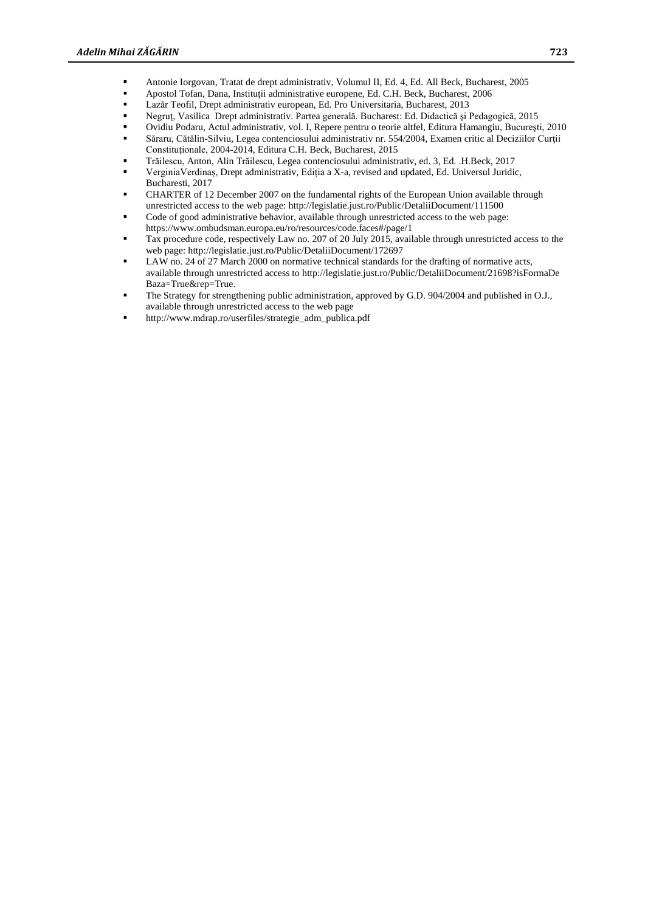- Antonie Iorgovan, Tratat de drept administrativ, Volumul II, Ed. 4, Ed. All Beck, Bucharest, 2005
- Apostol Tofan, Dana, Instituții administrative europene, Ed. C.H. Beck, Bucharest, 2006
- Lazăr Teofil, Drept administrativ european, Ed. Pro Universitaria, Bucharest, 2013
- Negruț, Vasilica Drept administrativ. Partea generală. Bucharest: Ed. Didactică şi Pedagogică, 2015
- Ovidiu Podaru, Actul administrativ, vol. I, Repere pentru o teorie altfel, Editura Hamangiu, Bucureşti, 2010
- Săraru, Cătălin-Silviu, Legea contenciosului administrativ nr. 554/2004, Examen critic al Deciziilor Curţii Constituționale, 2004-2014, Editura C.H. Beck, Bucharest, 2015
- Trăilescu, Anton, Alin Trăilescu, Legea contenciosului administrativ, ed. 3, Ed. .H.Beck, 2017
- VerginiaVerdinaș, Drept administrativ, Ediția a X-a, revised and updated, Ed. Universul Juridic, Bucharesti, 2017
- CHARTER of 12 December 2007 on the fundamental rights of the European Union available through unrestricted access to the web page: http://legislatie.just.ro/Public/DetaliiDocument/111500
- Code of good administrative behavior, available through unrestricted access to the web page: https://www.ombudsman.europa.eu/ro/resources/code.faces#/page/1
- Tax procedure code, respectively Law no. 207 of 20 July 2015, available through unrestricted access to the web page: http://legislatie.just.ro/Public/DetaliiDocument/172697
- LAW no. 24 of 27 March 2000 on normative technical standards for the drafting of normative acts, available through unrestricted access to http://legislatie.just.ro/Public/DetaliiDocument/21698?isFormaDe Baza=True&rep=True.
- The Strategy for strengthening public administration, approved by G.D. 904/2004 and published in O.J., available through unrestricted access to the web page
- http://www.mdrap.ro/userfiles/strategie_adm_publica.pdf